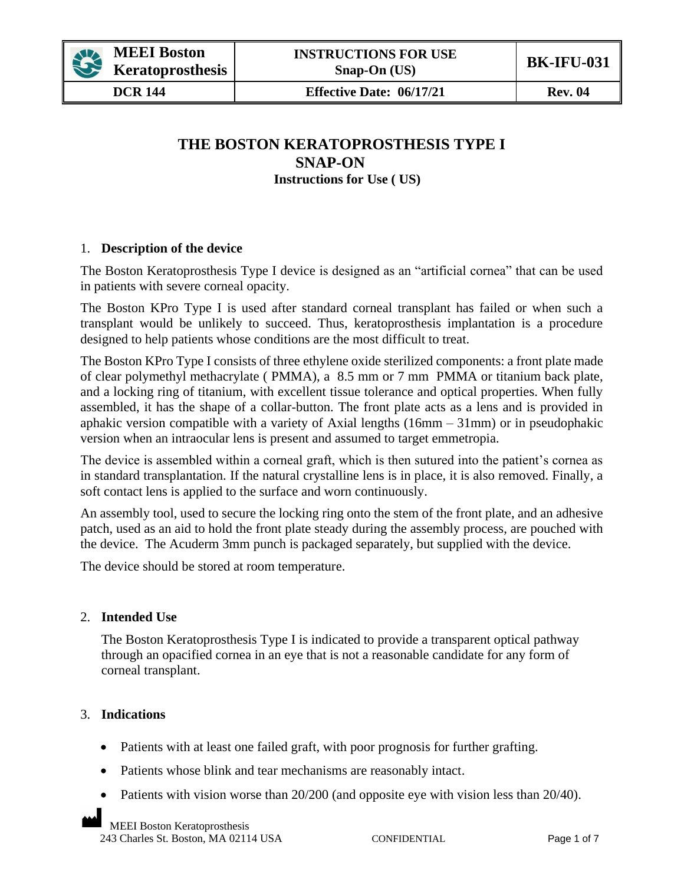# THE BOSTON KERATOPROSTHESIS TYPE I SNAP-ON

**Instructions for Use ( US)**

## 1. Description of the device

The Boston Keratoprosthesis Type I device is designed as an “artificial cornea” that can be used in patients with severe corneal opacity.

The Boston KPro Type I is used after standard corneal transplant has failed or when such a transplant would be unlikely to succeed. Thus, keratoprosthesis implantation is a procedure designed to help patients whose conditions are the most difficult to treat.

The Boston KPro Type I consists of three ethylene oxide sterilized components: a front plate made of clear polymethyl methacrylate ( PMMA), a 8.5 mm or 7 mm PMMA or titanium back plate, and a locking ring of titanium, with excellent tissue tolerance and optical properties. When fully assembled, it has the shape of a collar-button. The front plate acts as a lens and is provided in aphakic version compatible with a variety of Axial lengths (16mm – 31mm) or in pseudophakic version when an intraocular lens is present and assumed to target emmetropia.

The device is assembled within a corneal graft, which is then sutured into the patient’s cornea as in standard transplantation. If the natural crystalline lens is in place, it is also removed. Finally, a soft contact lens is applied to the surface and worn continuously.

An assembly tool, used to secure the locking ring onto the stem of the front plate, and an adhesive patch, used as an aid to hold the front plate steady during the assembly process, are pouched with the device. The Acuderm 3mm punch is packaged separately, but supplied with the device.

The device should be stored at room temperature.

## 2. Intended Use

The Boston Keratoprosthesis Type I is indicated to provide a transparent optical pathway through an opacified cornea in an eye that is not a reasonable candidate for any form of corneal transplant.

## 3. Indications

- Patients with at least one failed graft, with poor prognosis for further grafting.
- Patients whose blink and tear mechanisms are reasonably intact.
- Patients with vision worse than 20/200 (and opposite eye with vision less than 20/40).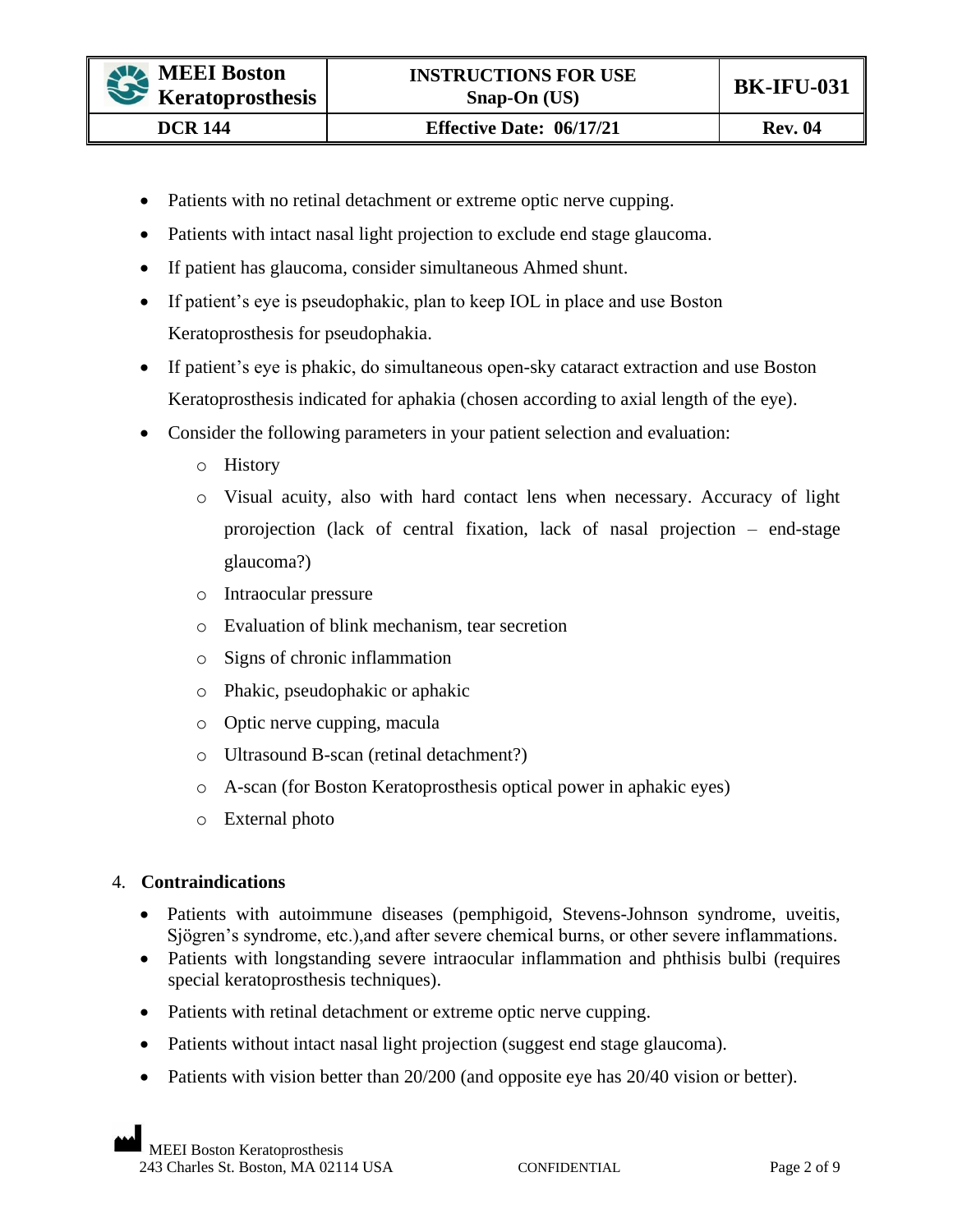- Patients with no retinal detachment or extreme optic nerve cupping.
- Patients with intact nasal light projection to exclude end stage glaucoma.
- If patient has glaucoma, consider simultaneous Ahmed shunt.
- If patient's eye is pseudophakic, plan to keep IOL in place and use Boston Keratoprosthesis for pseudophakia.
- If patient's eye is phakic, do simultaneous open-sky cataract extraction and use Boston Keratoprosthesis indicated for aphakia (chosen according to axial length of the eye).
- Consider the following parameters in your patient selection and evaluation:
    - History
    - Visual acuity, also with hard contact lens when necessary. Accuracy of light prorojection (lack of central fixation, lack of nasal projection – end-stage glaucoma?)
    - Intraocular pressure
    - Evaluation of blink mechanism, tear secretion
    - Signs of chronic inflammation
    - Phakic, pseudophakic or aphakic
    - Optic nerve cupping, macula
    - Ultrasound B-scan (retinal detachment?)
    - A-scan (for Boston Keratoprosthesis optical power in aphakic eyes)
    - External photo

4. **Contraindications**

- Patients with autoimmune diseases (pemphigoid, Stevens-Johnson syndrome, uveitis, Sjögren's syndrome, etc.),and after severe chemical burns, or other severe inflammations.
- Patients with longstanding severe intraocular inflammation and phthisis bulbi (requires special keratoprosthesis techniques).
- Patients with retinal detachment or extreme optic nerve cupping.
- Patients without intact nasal light projection (suggest end stage glaucoma).
- Patients with vision better than 20/200 (and opposite eye has 20/40 vision or better).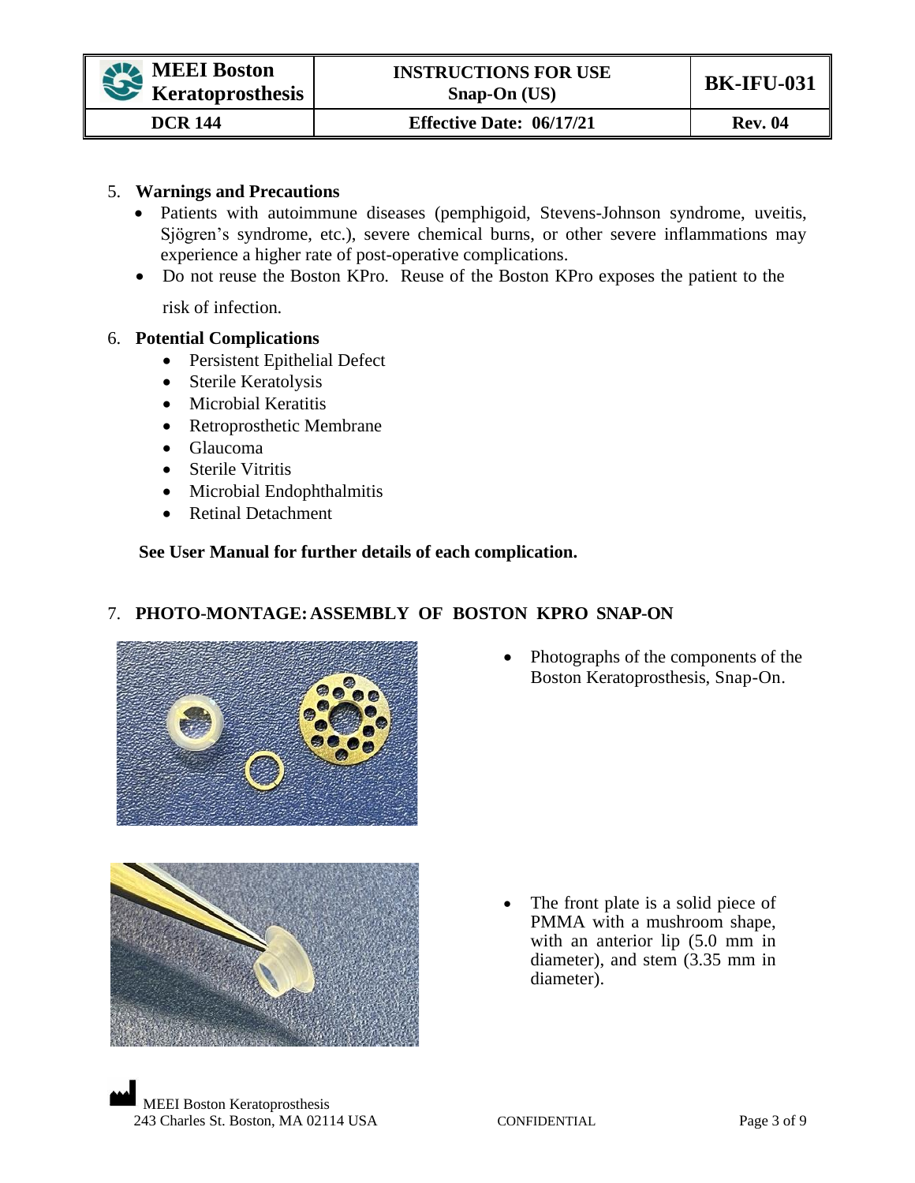5. **Warnings and Precautions**
   - Patients with autoimmune diseases (pemphigoid, Stevens-Johnson syndrome, uveitis, Sjögren's syndrome, etc.), severe chemical burns, or other severe inflammations may experience a higher rate of post-operative complications.
   - Do not reuse the Boston KPro. Reuse of the Boston KPro exposes the patient to the risk of infection.

6. **Potential Complications**
   - Persistent Epithelial Defect
   - Sterile Keratolysis
   - Microbial Keratitis
   - Retroprosthetic Membrane
   - Glaucoma
   - Sterile Vitritis
   - Microbial Endophthalmitis
   - Retinal Detachment

   **See User Manual for further details of each complication.**

7. **PHOTO-MONTAGE: ASSEMBLY OF BOSTON KPRO SNAP-ON**

- Photographs of the components of the Boston Keratoprosthesis, Snap-On.

- The front plate is a solid piece of PMMA with a mushroom shape, with an anterior lip (5.0 mm in diameter), and stem (3.35 mm in diameter).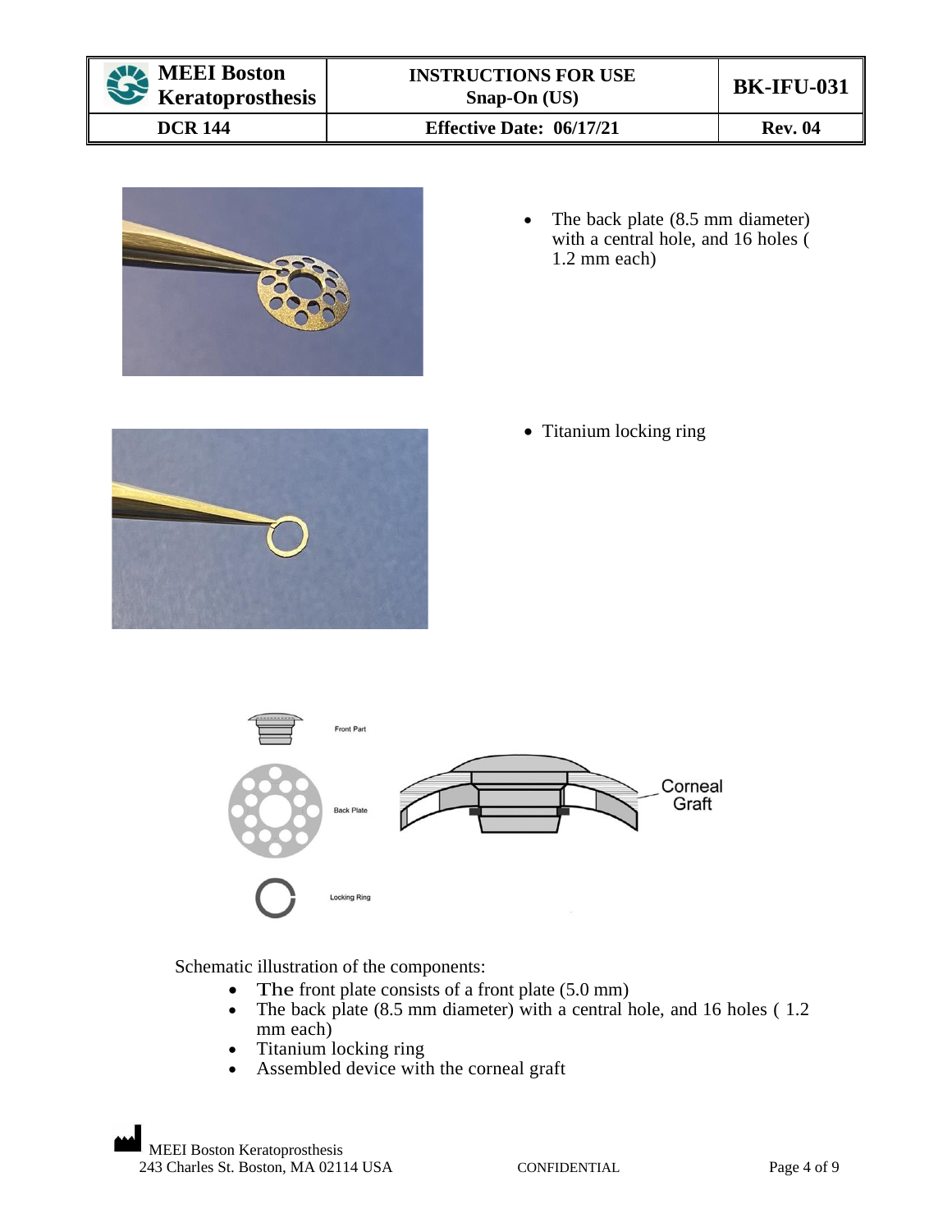- The back plate (8.5 mm diameter) with a central hole, and 16 holes ( 1.2 mm each)

- Titanium locking ring

Schematic illustration of the components:

- The front plate consists of a front plate (5.0 mm)
- The back plate (8.5 mm diameter) with a central hole, and 16 holes ( 1.2 mm each)
- Titanium locking ring
- Assembled device with the corneal graft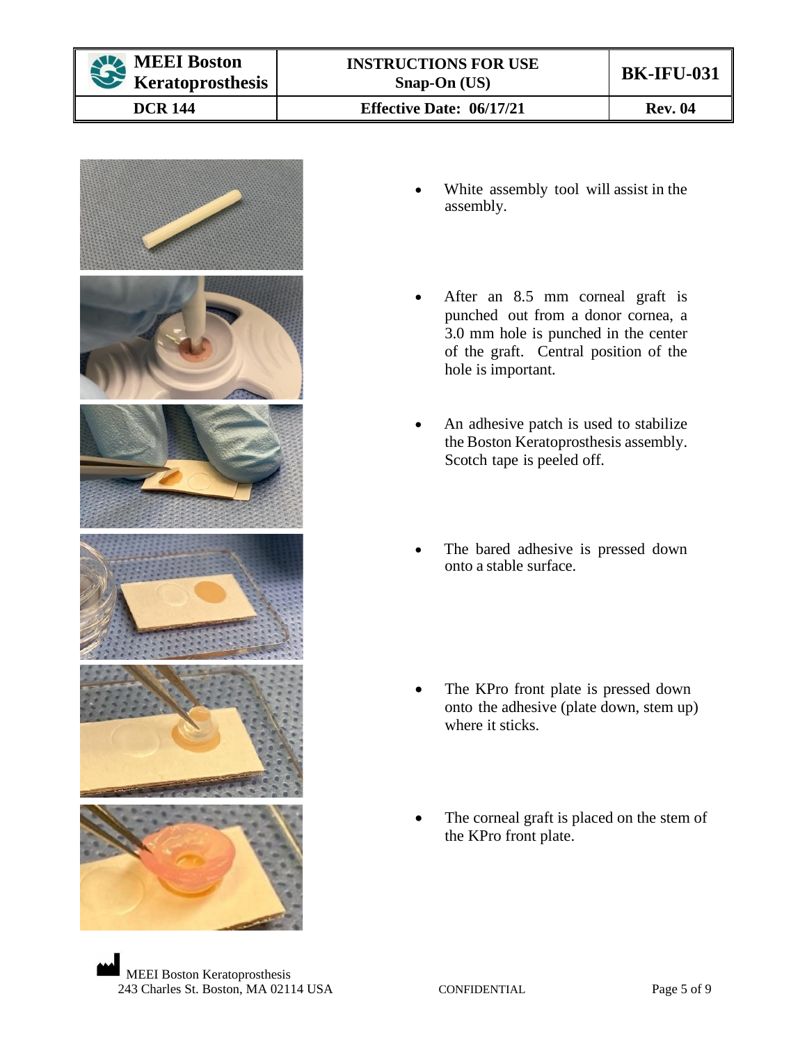- White assembly tool will assist in the assembly.
- After an 8.5 mm corneal graft is punched out from a donor cornea, a 3.0 mm hole is punched in the center of the graft. Central position of the hole is important.
- An adhesive patch is used to stabilize the Boston Keratoprosthesis assembly. Scotch tape is peeled off.
- The bared adhesive is pressed down onto a stable surface.
- The KPro front plate is pressed down onto the adhesive (plate down, stem up) where it sticks.
- The corneal graft is placed on the stem of the KPro front plate.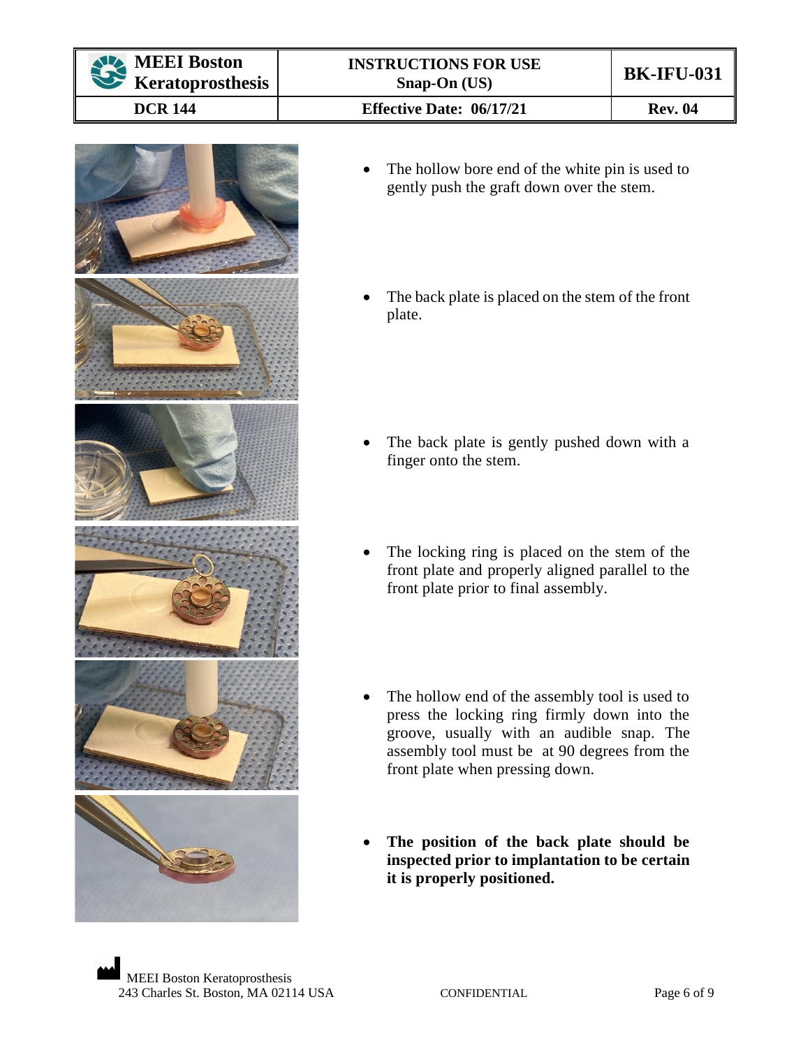- The hollow bore end of the white pin is used to gently push the graft down over the stem.
- The back plate is placed on the stem of the front plate.
- The back plate is gently pushed down with a finger onto the stem.
- The locking ring is placed on the stem of the front plate and properly aligned parallel to the front plate prior to final assembly.
- The hollow end of the assembly tool is used to press the locking ring firmly down into the groove, usually with an audible snap. The assembly tool must be at 90 degrees from the front plate when pressing down.
- **The position of the back plate should be inspected prior to implantation to be certain it is properly positioned.**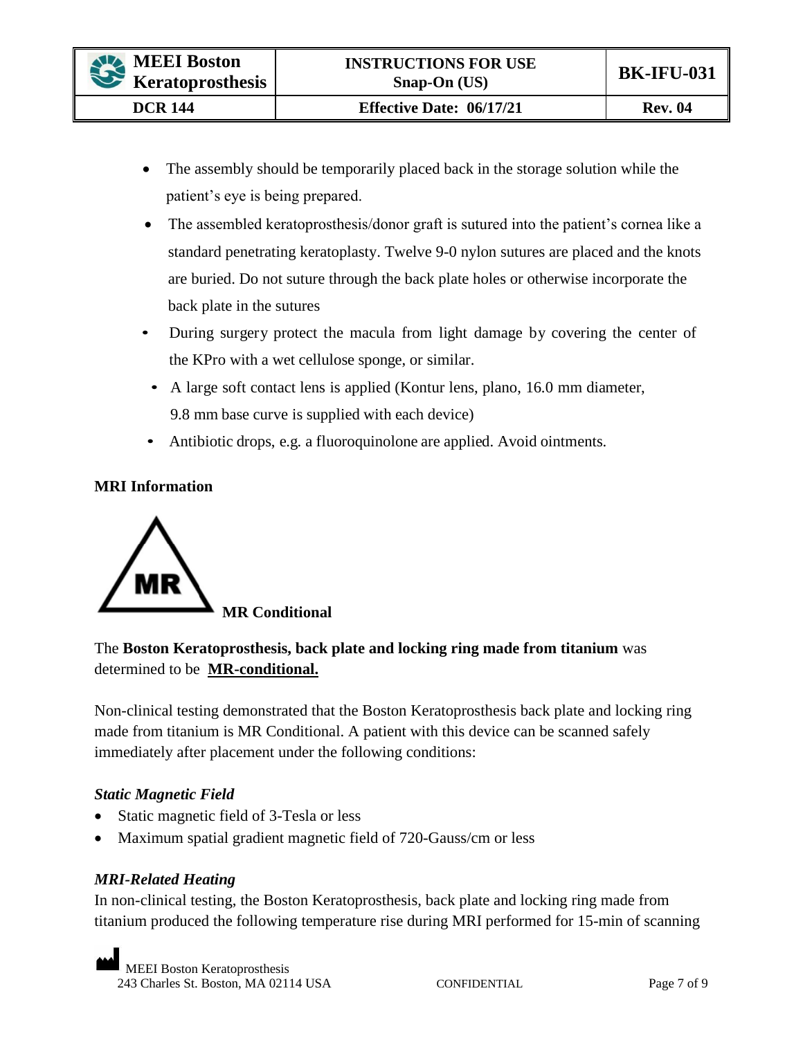- The assembly should be temporarily placed back in the storage solution while the patient's eye is being prepared.
- The assembled keratoprosthesis/donor graft is sutured into the patient's cornea like a standard penetrating keratoplasty. Twelve 9-0 nylon sutures are placed and the knots are buried. Do not suture through the back plate holes or otherwise incorporate the back plate in the sutures
- During surgery protect the macula from light damage by covering the center of the KPro with a wet cellulose sponge, or similar.
- A large soft contact lens is applied (Kontur lens, plano, 16.0 mm diameter, 9.8 mm base curve is supplied with each device)
- Antibiotic drops, e.g. a fluoroquinolone are applied. Avoid ointments.

**MRI Information**

MR

**MR Conditional**

The **Boston Keratoprosthesis, back plate and locking ring made from titanium** was determined to be **MR-conditional.**

Non-clinical testing demonstrated that the Boston Keratoprosthesis back plate and locking ring made from titanium is MR Conditional. A patient with this device can be scanned safely immediately after placement under the following conditions:

***Static Magnetic Field***

- Static magnetic field of 3-Tesla or less
- Maximum spatial gradient magnetic field of 720-Gauss/cm or less

***MRI-Related Heating***

In non-clinical testing, the Boston Keratoprosthesis, back plate and locking ring made from titanium produced the following temperature rise during MRI performed for 15-min of scanning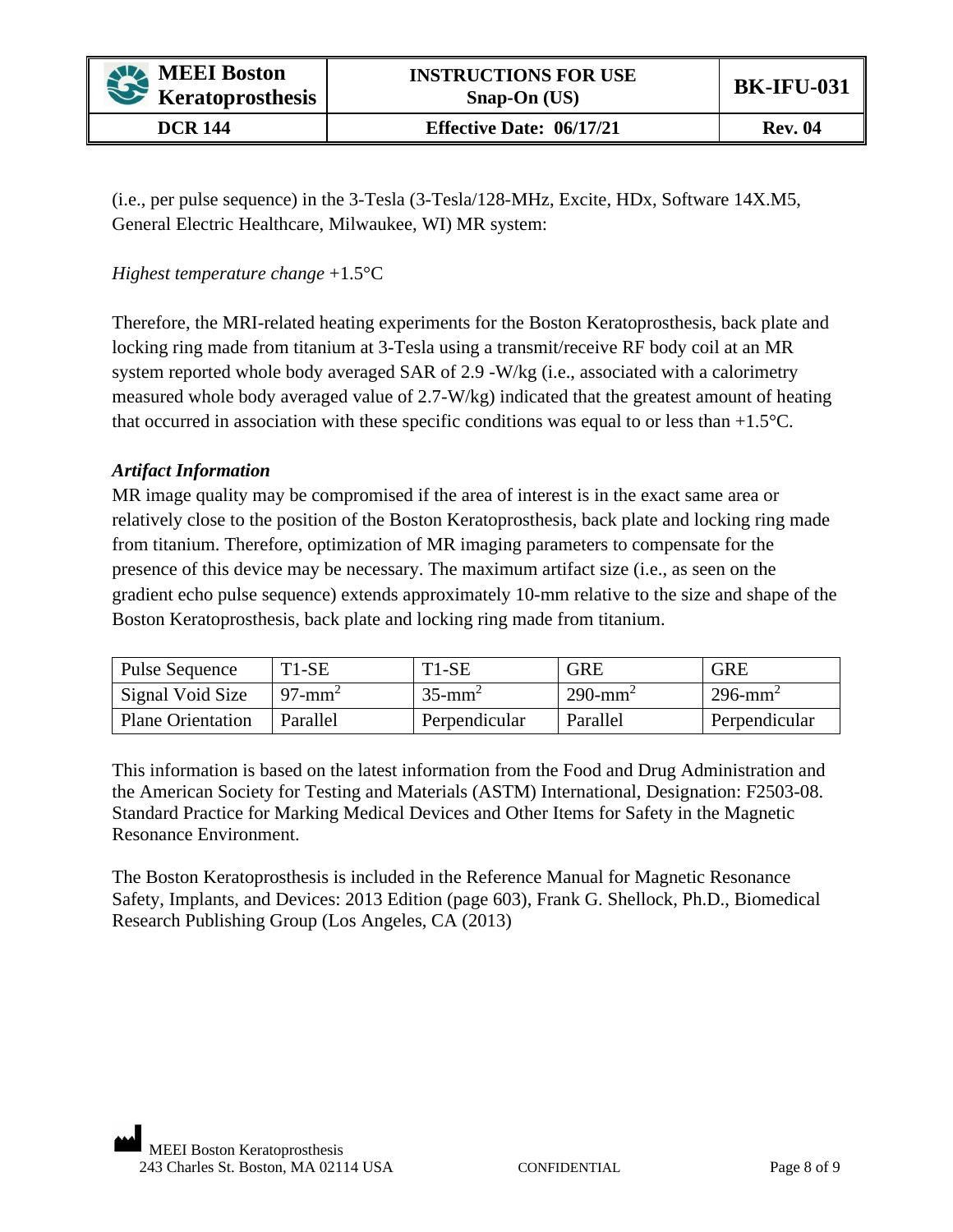(i.e., per pulse sequence) in the 3-Tesla (3-Tesla/128-MHz, Excite, HDx, Software 14X.M5, General Electric Healthcare, Milwaukee, WI) MR system:

*Highest temperature change* +1.5°C

Therefore, the MRI-related heating experiments for the Boston Keratoprosthesis, back plate and locking ring made from titanium at 3-Tesla using a transmit/receive RF body coil at an MR system reported whole body averaged SAR of 2.9 -W/kg (i.e., associated with a calorimetry measured whole body averaged value of 2.7-W/kg) indicated that the greatest amount of heating that occurred in association with these specific conditions was equal to or less than +1.5°C.

***Artifact Information***

MR image quality may be compromised if the area of interest is in the exact same area or relatively close to the position of the Boston Keratoprosthesis, back plate and locking ring made from titanium. Therefore, optimization of MR imaging parameters to compensate for the presence of this device may be necessary. The maximum artifact size (i.e., as seen on the gradient echo pulse sequence) extends approximately 10-mm relative to the size and shape of the Boston Keratoprosthesis, back plate and locking ring made from titanium.

| Pulse Sequence | T1-SE | T1-SE | GRE | GRE |
|---|---|---|---|---|
| Signal Void Size | 97-mm$^2$ | 35-mm$^2$ | 290-mm$^2$ | 296-mm$^2$ |
| Plane Orientation | Parallel | Perpendicular | Parallel | Perpendicular |

This information is based on the latest information from the Food and Drug Administration and the American Society for Testing and Materials (ASTM) International, Designation: F2503-08. Standard Practice for Marking Medical Devices and Other Items for Safety in the Magnetic Resonance Environment.

The Boston Keratoprosthesis is included in the Reference Manual for Magnetic Resonance Safety, Implants, and Devices: 2013 Edition (page 603), Frank G. Shellock, Ph.D., Biomedical Research Publishing Group (Los Angeles, CA (2013)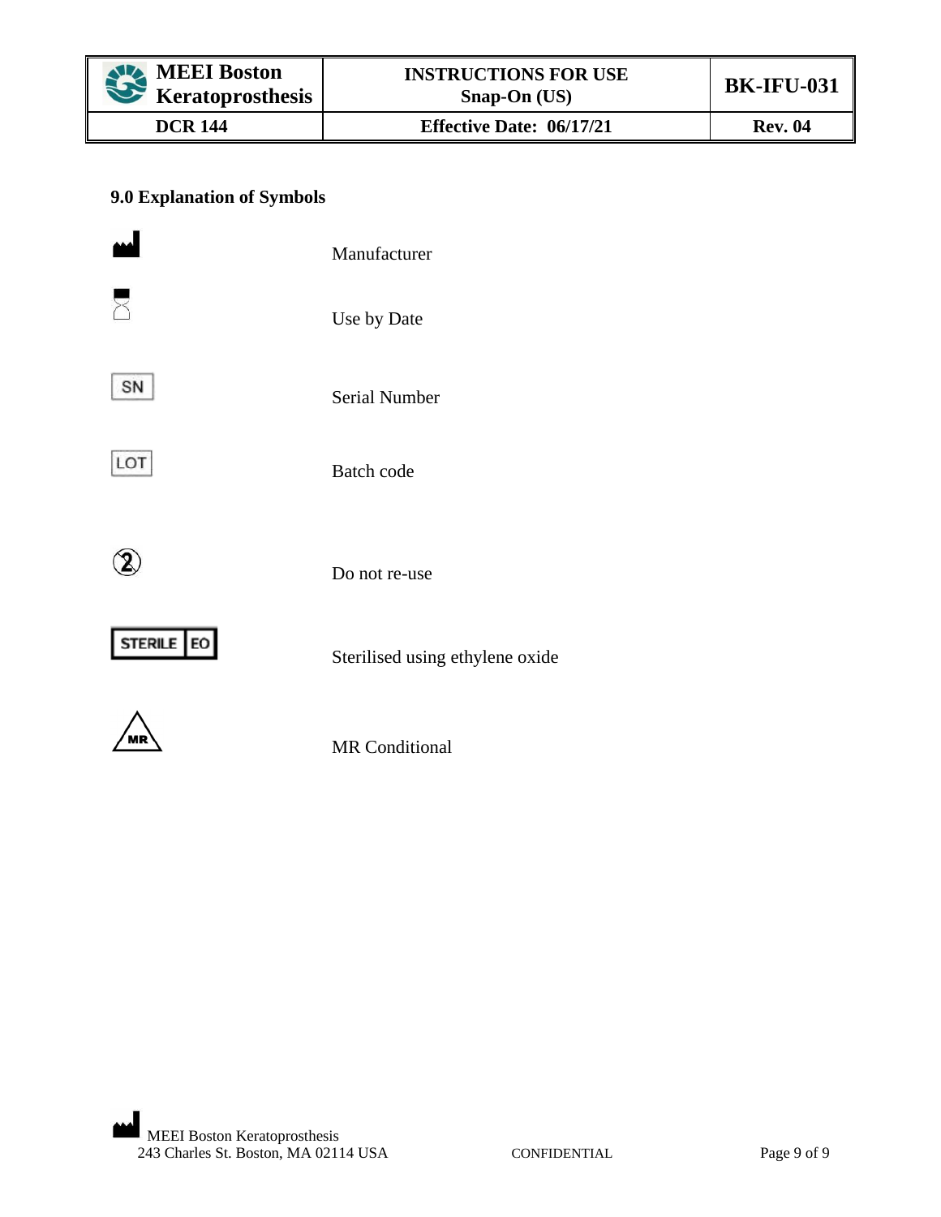## 9.0 Explanation of Symbols

| | |
|---|---|
| | Manufacturer |
| | Use by Date |
| SN | Serial Number |
| LOT | Batch code |
| | Do not re-use |
| STERILE EO | Sterilised using ethylene oxide |
| MR | MR Conditional |

MEEI Boston Keratoprosthesis
243 Charles St. Boston, MA 02114 USA